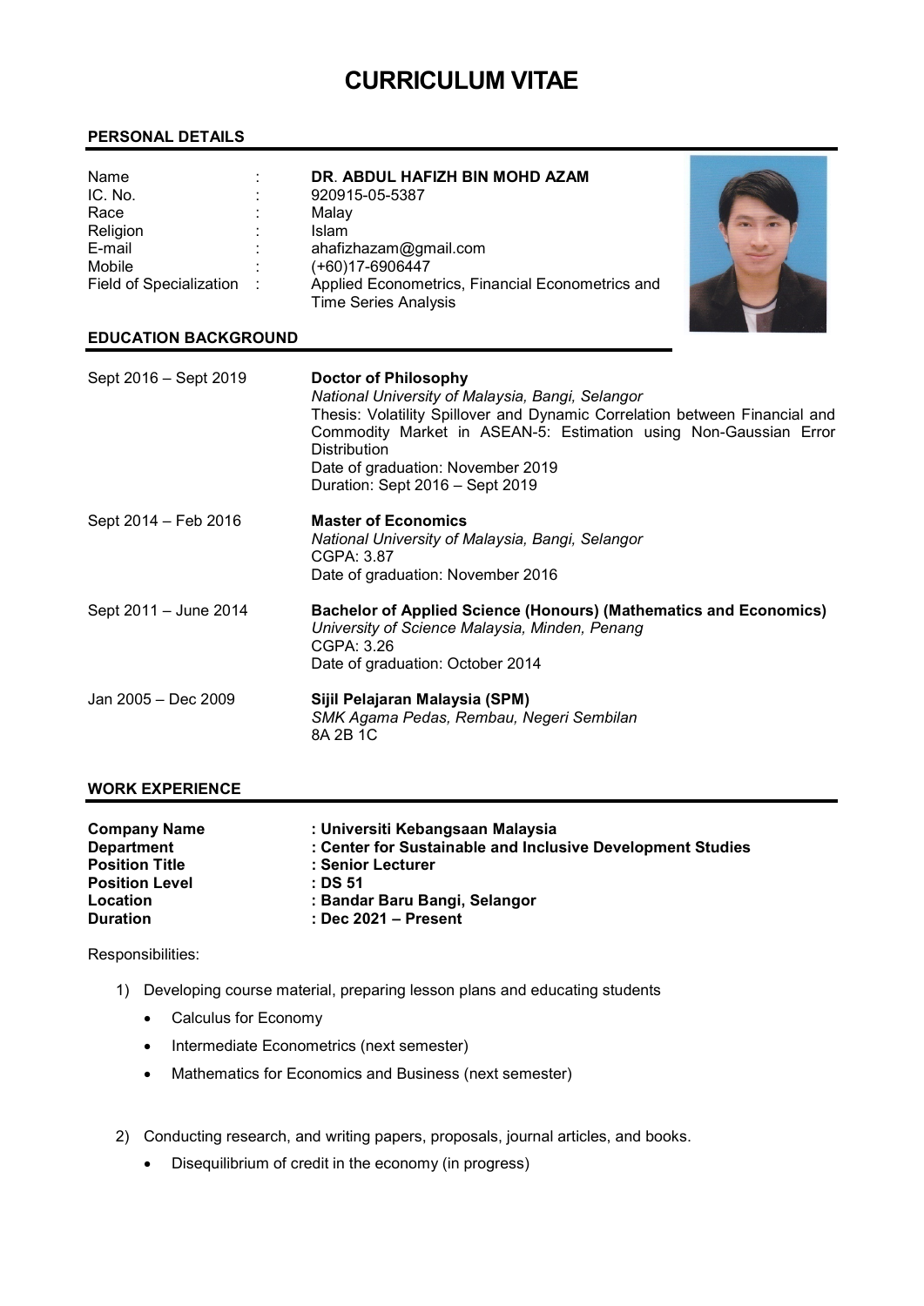# CURRICULUM VITAE

## PERSONAL DETAILS

| | | |
|---|---|---|
| Name | : | **DR. ABDUL HAFIZH BIN MOHD AZAM** |
| IC. No. | : | 920915-05-5387 |
| Race | : | Malay |
| Religion | : | Islam |
| E-mail | : | ahafizhazam@gmail.com |
| Mobile | : | (+60)17-6906447 |
| Field of Specialization | : | Applied Econometrics, Financial Econometrics and Time Series Analysis |

## EDUCATION BACKGROUND

**Sept 2016 – Sept 2019**

**Doctor of Philosophy**
*National University of Malaysia, Bangi, Selangor*
Thesis: Volatility Spillover and Dynamic Correlation between Financial and Commodity Market in ASEAN-5: Estimation using Non-Gaussian Error Distribution
Date of graduation: November 2019
Duration: Sept 2016 – Sept 2019

**Sept 2014 – Feb 2016**

**Master of Economics**
*National University of Malaysia, Bangi, Selangor*
CGPA: 3.87
Date of graduation: November 2016

**Sept 2011 – June 2014**

**Bachelor of Applied Science (Honours) (Mathematics and Economics)**
*University of Science Malaysia, Minden, Penang*
CGPA: 3.26
Date of graduation: October 2014

**Jan 2005 – Dec 2009**

**Sijil Pelajaran Malaysia (SPM)**
*SMK Agama Pedas, Rembau, Negeri Sembilan*
8A 2B 1C

## WORK EXPERIENCE

| | |
|---|---|
| **Company Name** | **: Universiti Kebangsaan Malaysia** |
| **Department** | **: Center for Sustainable and Inclusive Development Studies** |
| **Position Title** | **: Senior Lecturer** |
| **Position Level** | **: DS 51** |
| **Location** | **: Bandar Baru Bangi, Selangor** |
| **Duration** | **: Dec 2021 – Present** |

Responsibilities:

1) Developing course material, preparing lesson plans and educating students
   - Calculus for Economy
   - Intermediate Econometrics (next semester)
   - Mathematics for Economics and Business (next semester)

2) Conducting research, and writing papers, proposals, journal articles, and books.
   - Disequilibrium of credit in the economy (in progress)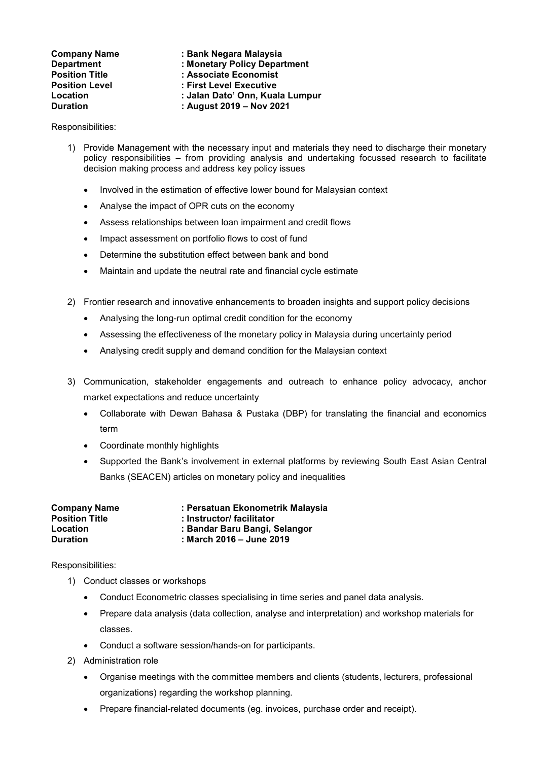**Company Name** : **Bank Negara Malaysia**
**Department** : **Monetary Policy Department**
**Position Title** : **Associate Economist**
**Position Level** : **First Level Executive**
**Location** : **Jalan Dato' Onn, Kuala Lumpur**
**Duration** : **August 2019 – Nov 2021**

Responsibilities:

1) Provide Management with the necessary input and materials they need to discharge their monetary policy responsibilities – from providing analysis and undertaking focussed research to facilitate decision making process and address key policy issues
   - Involved in the estimation of effective lower bound for Malaysian context
   - Analyse the impact of OPR cuts on the economy
   - Assess relationships between loan impairment and credit flows
   - Impact assessment on portfolio flows to cost of fund
   - Determine the substitution effect between bank and bond
   - Maintain and update the neutral rate and financial cycle estimate

2) Frontier research and innovative enhancements to broaden insights and support policy decisions
   - Analysing the long-run optimal credit condition for the economy
   - Assessing the effectiveness of the monetary policy in Malaysia during uncertainty period
   - Analysing credit supply and demand condition for the Malaysian context

3) Communication, stakeholder engagements and outreach to enhance policy advocacy, anchor market expectations and reduce uncertainty
   - Collaborate with Dewan Bahasa & Pustaka (DBP) for translating the financial and economics term
   - Coordinate monthly highlights
   - Supported the Bank's involvement in external platforms by reviewing South East Asian Central Banks (SEACEN) articles on monetary policy and inequalities

**Company Name** : **Persatuan Ekonometrik Malaysia**
**Position Title** : **Instructor/ facilitator**
**Location** : **Bandar Baru Bangi, Selangor**
**Duration** : **March 2016 – June 2019**

Responsibilities:

1) Conduct classes or workshops
   - Conduct Econometric classes specialising in time series and panel data analysis.
   - Prepare data analysis (data collection, analyse and interpretation) and workshop materials for classes.
   - Conduct a software session/hands-on for participants.
2) Administration role
   - Organise meetings with the committee members and clients (students, lecturers, professional organizations) regarding the workshop planning.
   - Prepare financial-related documents (eg. invoices, purchase order and receipt).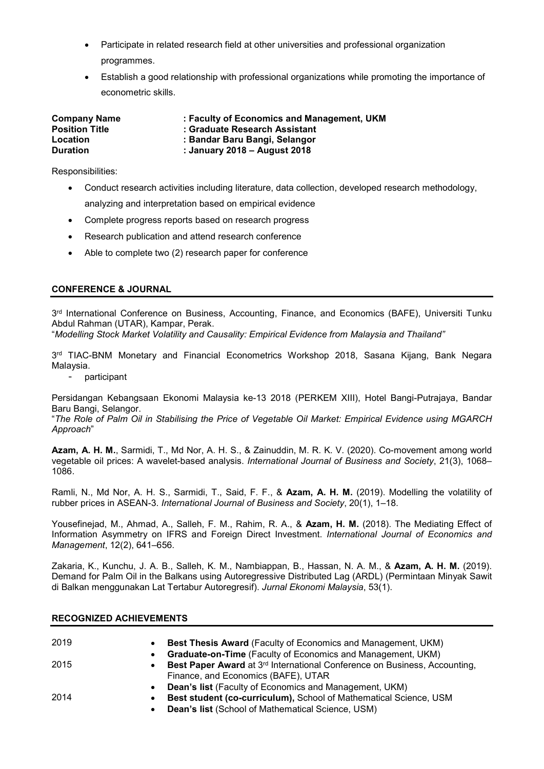- Participate in related research field at other universities and professional organization programmes.
- Establish a good relationship with professional organizations while promoting the importance of econometric skills.

**Company Name : Faculty of Economics and Management, UKM**
**Position Title : Graduate Research Assistant**
**Location : Bandar Baru Bangi, Selangor**
**Duration : January 2018 – August 2018**

Responsibilities:

- Conduct research activities including literature, data collection, developed research methodology, analyzing and interpretation based on empirical evidence
- Complete progress reports based on research progress
- Research publication and attend research conference
- Able to complete two (2) research paper for conference

## CONFERENCE & JOURNAL

3rd International Conference on Business, Accounting, Finance, and Economics (BAFE), Universiti Tunku Abdul Rahman (UTAR), Kampar, Perak.
"*Modelling Stock Market Volatility and Causality: Empirical Evidence from Malaysia and Thailand"*

3rd TIAC-BNM Monetary and Financial Econometrics Workshop 2018, Sasana Kijang, Bank Negara Malaysia.

- participant

Persidangan Kebangsaan Ekonomi Malaysia ke-13 2018 (PERKEM XIII), Hotel Bangi-Putrajaya, Bandar Baru Bangi, Selangor.
"*The Role of Palm Oil in Stabilising the Price of Vegetable Oil Market: Empirical Evidence using MGARCH Approach*"

**Azam, A. H. M.**, Sarmidi, T., Md Nor, A. H. S., & Zainuddin, M. R. K. V. (2020). Co-movement among world vegetable oil prices: A wavelet-based analysis. *International Journal of Business and Society*, 21(3), 1068–1086.

Ramli, N., Md Nor, A. H. S., Sarmidi, T., Said, F. F., & **Azam, A. H. M.** (2019). Modelling the volatility of rubber prices in ASEAN-3. *International Journal of Business and Society*, 20(1), 1–18.

Yousefinejad, M., Ahmad, A., Salleh, F. M., Rahim, R. A., & **Azam, H. M.** (2018). The Mediating Effect of Information Asymmetry on IFRS and Foreign Direct Investment. *International Journal of Economics and Management*, 12(2), 641–656.

Zakaria, K., Kunchu, J. A. B., Salleh, K. M., Nambiappan, B., Hassan, N. A. M., & **Azam, A. H. M.** (2019). Demand for Palm Oil in the Balkans using Autoregressive Distributed Lag (ARDL) (Permintaan Minyak Sawit di Balkan menggunakan Lat Tertabur Autoregresif). *Jurnal Ekonomi Malaysia*, 53(1).

## RECOGNIZED ACHIEVEMENTS

2019
- **Best Thesis Award** (Faculty of Economics and Management, UKM)
- **Graduate-on-Time** (Faculty of Economics and Management, UKM)

2015
- **Best Paper Award** at 3rd International Conference on Business, Accounting, Finance, and Economics (BAFE), UTAR
- **Dean's list** (Faculty of Economics and Management, UKM)

2014
- **Best student (co-curriculum),** School of Mathematical Science, USM
- **Dean's list** (School of Mathematical Science, USM)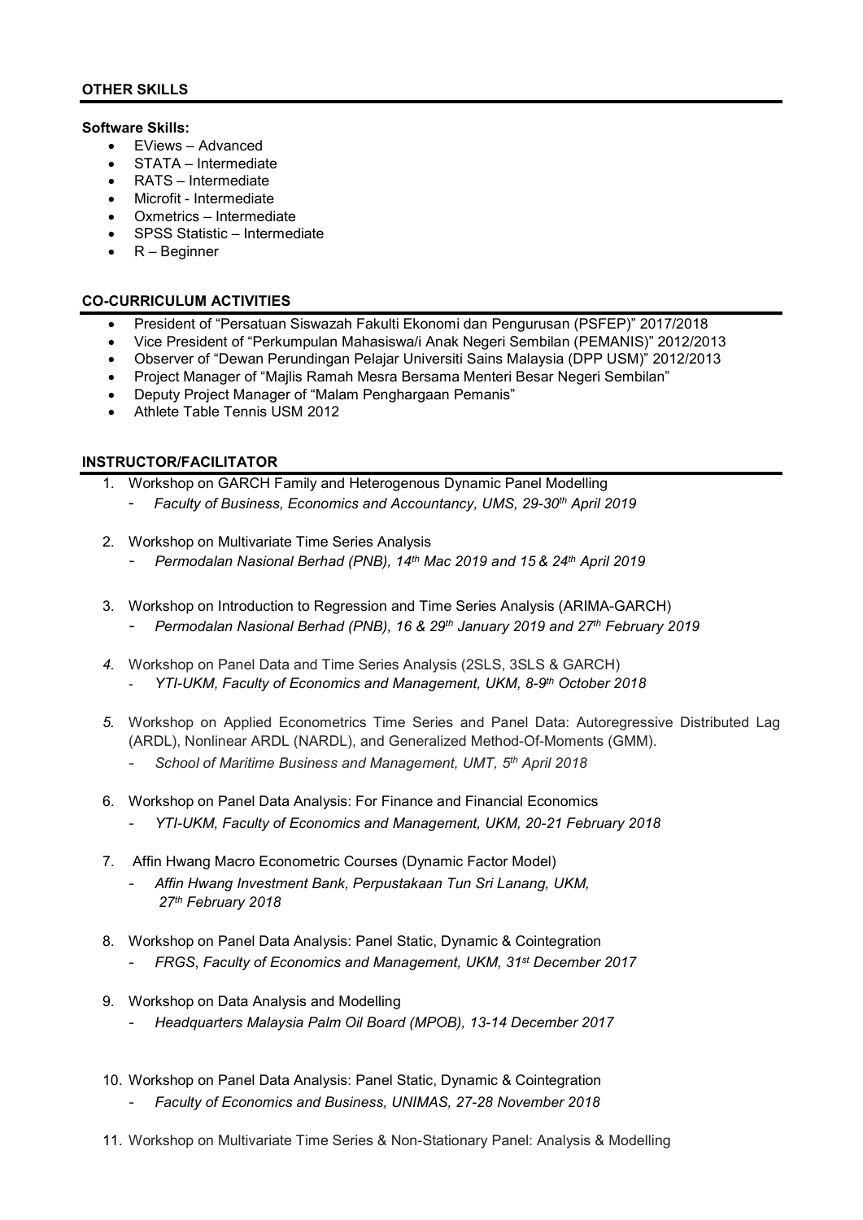## OTHER SKILLS

**Software Skills:**

- EViews – Advanced
- STATA – Intermediate
- RATS – Intermediate
- Microfit - Intermediate
- Oxmetrics – Intermediate
- SPSS Statistic – Intermediate
- R – Beginner

## CO-CURRICULUM ACTIVITIES

- President of "Persatuan Siswazah Fakulti Ekonomi dan Pengurusan (PSFEP)" 2017/2018
- Vice President of "Perkumpulan Mahasiswa/i Anak Negeri Sembilan (PEMANIS)" 2012/2013
- Observer of "Dewan Perundingan Pelajar Universiti Sains Malaysia (DPP USM)" 2012/2013
- Project Manager of "Majlis Ramah Mesra Bersama Menteri Besar Negeri Sembilan"
- Deputy Project Manager of "Malam Penghargaan Pemanis"
- Athlete Table Tennis USM 2012

## INSTRUCTOR/FACILITATOR

1. Workshop on GARCH Family and Heterogenous Dynamic Panel Modelling
   - *Faculty of Business, Economics and Accountancy, UMS, 29-30th April 2019*
2. Workshop on Multivariate Time Series Analysis
   - *Permodalan Nasional Berhad (PNB), 14th Mac 2019 and 15 & 24th April 2019*
3. Workshop on Introduction to Regression and Time Series Analysis (ARIMA-GARCH)
   - *Permodalan Nasional Berhad (PNB), 16 & 29th January 2019 and 27th February 2019*
4. Workshop on Panel Data and Time Series Analysis (2SLS, 3SLS & GARCH)
   - *YTI-UKM, Faculty of Economics and Management, UKM, 8-9th October 2018*
5. Workshop on Applied Econometrics Time Series and Panel Data: Autoregressive Distributed Lag (ARDL), Nonlinear ARDL (NARDL), and Generalized Method-Of-Moments (GMM).
   - *School of Maritime Business and Management, UMT, 5th April 2018*
6. Workshop on Panel Data Analysis: For Finance and Financial Economics
   - *YTI-UKM, Faculty of Economics and Management, UKM, 20-21 February 2018*
7. Affin Hwang Macro Econometric Courses (Dynamic Factor Model)
   - *Affin Hwang Investment Bank, Perpustakaan Tun Sri Lanang, UKM, 27th February 2018*
8. Workshop on Panel Data Analysis: Panel Static, Dynamic & Cointegration
   - *FRGS, Faculty of Economics and Management, UKM, 31st December 2017*
9. Workshop on Data Analysis and Modelling
   - *Headquarters Malaysia Palm Oil Board (MPOB), 13-14 December 2017*
10. Workshop on Panel Data Analysis: Panel Static, Dynamic & Cointegration
    - *Faculty of Economics and Business, UNIMAS, 27-28 November 2018*
11. Workshop on Multivariate Time Series & Non-Stationary Panel: Analysis & Modelling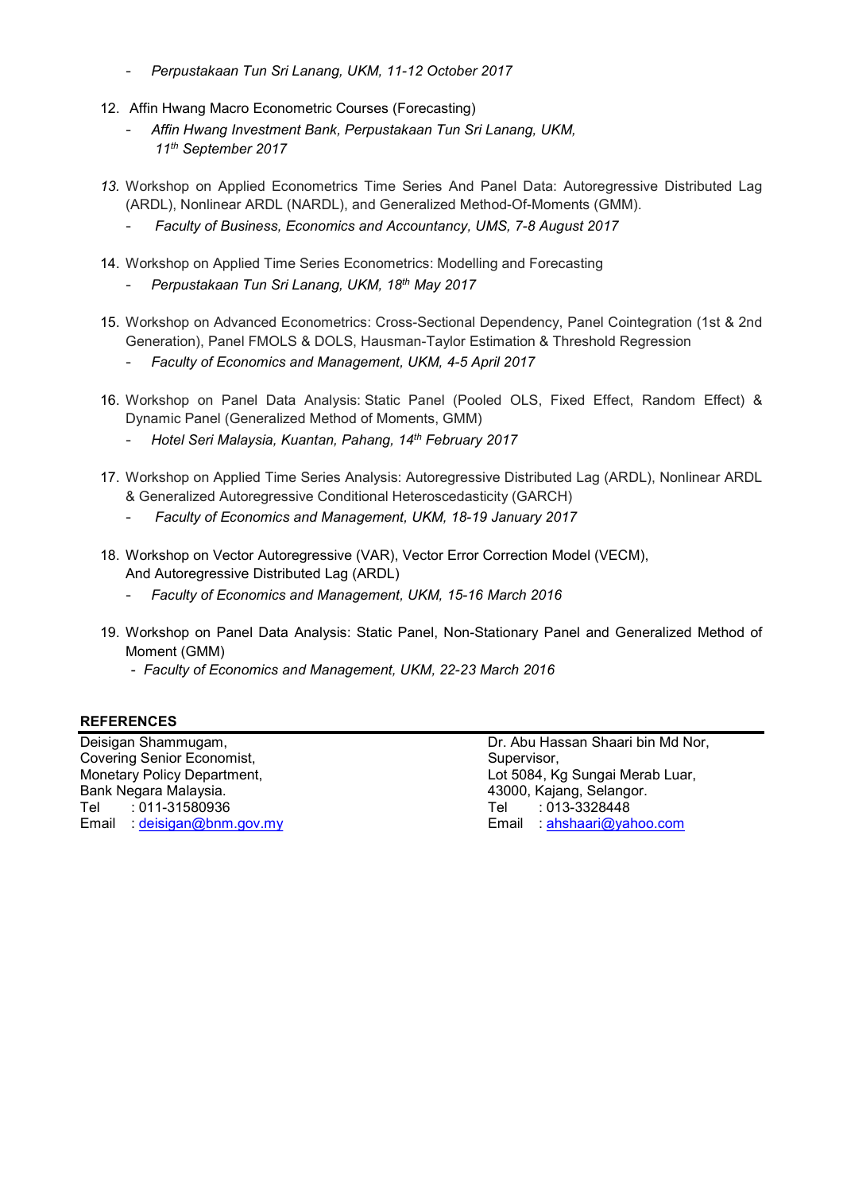- *Perpustakaan Tun Sri Lanang, UKM, 11-12 October 2017*

12. Affin Hwang Macro Econometric Courses (Forecasting)
    - *Affin Hwang Investment Bank, Perpustakaan Tun Sri Lanang, UKM, 11th September 2017*

13. Workshop on Applied Econometrics Time Series And Panel Data: Autoregressive Distributed Lag (ARDL), Nonlinear ARDL (NARDL), and Generalized Method-Of-Moments (GMM).
    - *Faculty of Business, Economics and Accountancy, UMS, 7-8 August 2017*

14. Workshop on Applied Time Series Econometrics: Modelling and Forecasting
    - *Perpustakaan Tun Sri Lanang, UKM, 18th May 2017*

15. Workshop on Advanced Econometrics: Cross-Sectional Dependency, Panel Cointegration (1st & 2nd Generation), Panel FMOLS & DOLS, Hausman-Taylor Estimation & Threshold Regression
    - *Faculty of Economics and Management, UKM, 4-5 April 2017*

16. Workshop on Panel Data Analysis: Static Panel (Pooled OLS, Fixed Effect, Random Effect) & Dynamic Panel (Generalized Method of Moments, GMM)
    - *Hotel Seri Malaysia, Kuantan, Pahang, 14th February 2017*

17. Workshop on Applied Time Series Analysis: Autoregressive Distributed Lag (ARDL), Nonlinear ARDL & Generalized Autoregressive Conditional Heteroscedasticity (GARCH)
    - *Faculty of Economics and Management, UKM, 18-19 January 2017*

18. Workshop on Vector Autoregressive (VAR), Vector Error Correction Model (VECM), And Autoregressive Distributed Lag (ARDL)
    - *Faculty of Economics and Management, UKM, 15-16 March 2016*

19. Workshop on Panel Data Analysis: Static Panel, Non-Stationary Panel and Generalized Method of Moment (GMM)
    - *Faculty of Economics and Management, UKM, 22-23 March 2016*

## REFERENCES

Deisigan Shammugam,
Covering Senior Economist,
Monetary Policy Department,
Bank Negara Malaysia.
Tel : 011-31580936
Email : deisigan@bnm.gov.my

Dr. Abu Hassan Shaari bin Md Nor,
Supervisor,
Lot 5084, Kg Sungai Merab Luar,
43000, Kajang, Selangor.
Tel : 013-3328448
Email : ahshaari@yahoo.com